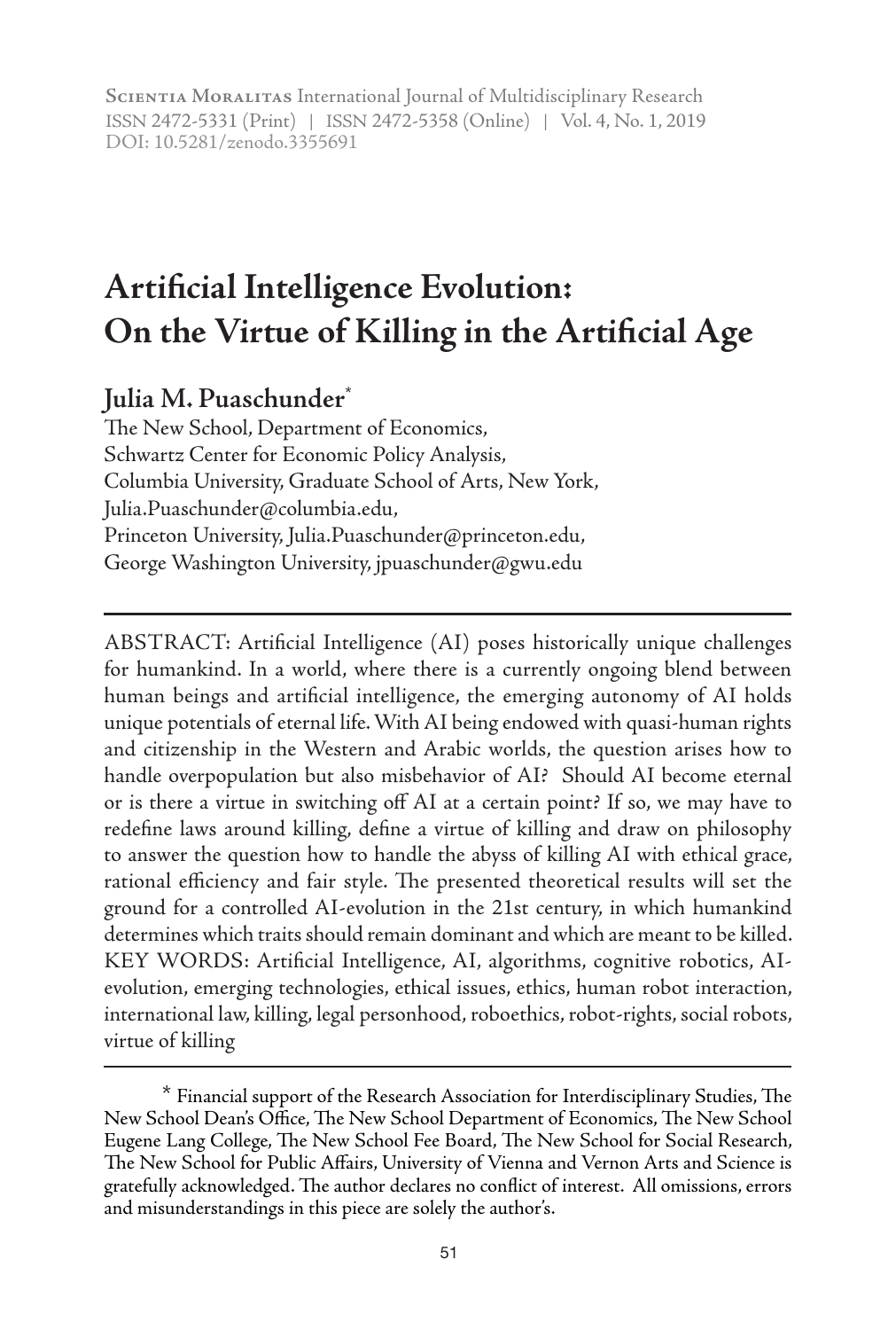**Scientia Moralitas** International Journal of Multidisciplinary Research
ISSN 2472-5331 (Print) | ISSN 2472-5358 (Online) | Vol. 4, No. 1, 2019
DOI: 10.5281/zenodo.3355691

# Artificial Intelligence Evolution: On the Virtue of Killing in the Artificial Age

## Julia M. Puaschunder*

The New School, Department of Economics,
Schwartz Center for Economic Policy Analysis,
Columbia University, Graduate School of Arts, New York,
Julia.Puaschunder@columbia.edu,
Princeton University, Julia.Puaschunder@princeton.edu,
George Washington University, jpuaschunder@gwu.edu

---

ABSTRACT: Artificial Intelligence (AI) poses historically unique challenges for humankind. In a world, where there is a currently ongoing blend between human beings and artificial intelligence, the emerging autonomy of AI holds unique potentials of eternal life. With AI being endowed with quasi-human rights and citizenship in the Western and Arabic worlds, the question arises how to handle overpopulation but also misbehavior of AI? Should AI become eternal or is there a virtue in switching off AI at a certain point? If so, we may have to redefine laws around killing, define a virtue of killing and draw on philosophy to answer the question how to handle the abyss of killing AI with ethical grace, rational efficiency and fair style. The presented theoretical results will set the ground for a controlled AI-evolution in the 21st century, in which humankind determines which traits should remain dominant and which are meant to be killed.
KEY WORDS: Artificial Intelligence, AI, algorithms, cognitive robotics, AI-evolution, emerging technologies, ethical issues, ethics, human robot interaction, international law, killing, legal personhood, roboethics, robot-rights, social robots, virtue of killing

---

\* Financial support of the Research Association for Interdisciplinary Studies, The New School Dean's Office, The New School Department of Economics, The New School Eugene Lang College, The New School Fee Board, The New School for Social Research, The New School for Public Affairs, University of Vienna and Vernon Arts and Science is gratefully acknowledged. The author declares no conflict of interest. All omissions, errors and misunderstandings in this piece are solely the author's.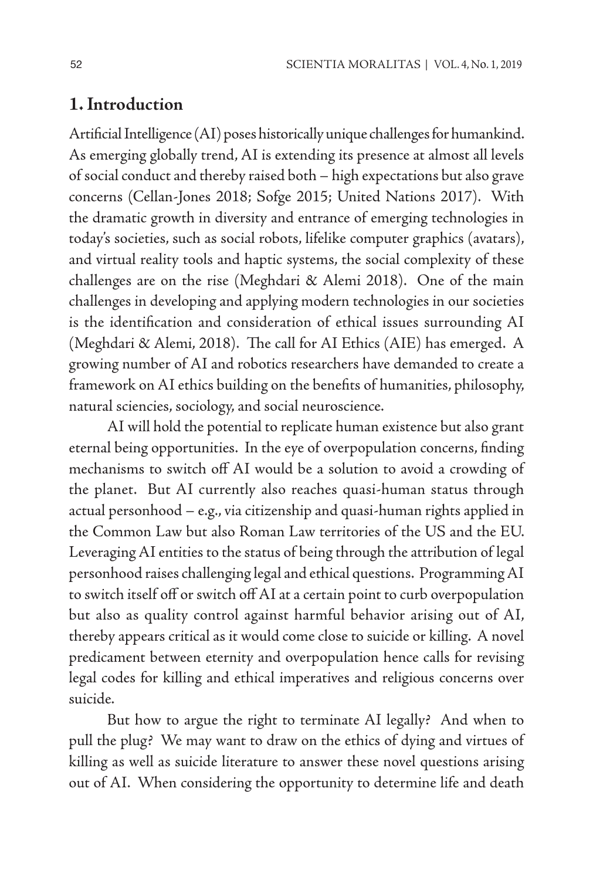## 1. Introduction

Artificial Intelligence (AI) poses historically unique challenges for humankind. As emerging globally trend, AI is extending its presence at almost all levels of social conduct and thereby raised both – high expectations but also grave concerns (Cellan-Jones 2018; Sofge 2015; United Nations 2017). With the dramatic growth in diversity and entrance of emerging technologies in today's societies, such as social robots, lifelike computer graphics (avatars), and virtual reality tools and haptic systems, the social complexity of these challenges are on the rise (Meghdari & Alemi 2018). One of the main challenges in developing and applying modern technologies in our societies is the identification and consideration of ethical issues surrounding AI (Meghdari & Alemi, 2018). The call for AI Ethics (AIE) has emerged. A growing number of AI and robotics researchers have demanded to create a framework on AI ethics building on the benefits of humanities, philosophy, natural sciencies, sociology, and social neuroscience.

AI will hold the potential to replicate human existence but also grant eternal being opportunities. In the eye of overpopulation concerns, finding mechanisms to switch off AI would be a solution to avoid a crowding of the planet. But AI currently also reaches quasi-human status through actual personhood – e.g., via citizenship and quasi-human rights applied in the Common Law but also Roman Law territories of the US and the EU. Leveraging AI entities to the status of being through the attribution of legal personhood raises challenging legal and ethical questions. Programming AI to switch itself off or switch off AI at a certain point to curb overpopulation but also as quality control against harmful behavior arising out of AI, thereby appears critical as it would come close to suicide or killing. A novel predicament between eternity and overpopulation hence calls for revising legal codes for killing and ethical imperatives and religious concerns over suicide.

But how to argue the right to terminate AI legally? And when to pull the plug? We may want to draw on the ethics of dying and virtues of killing as well as suicide literature to answer these novel questions arising out of AI. When considering the opportunity to determine life and death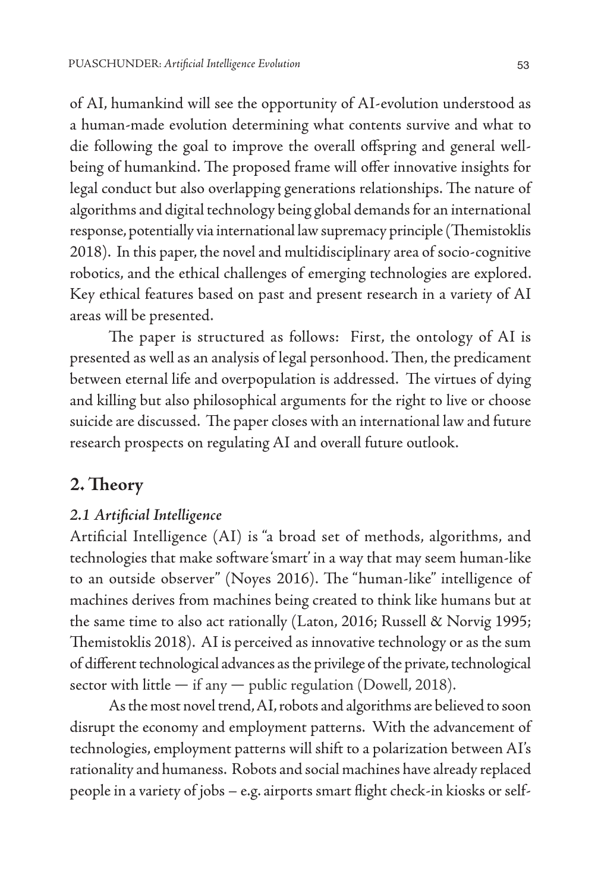of AI, humankind will see the opportunity of AI-evolution understood as a human-made evolution determining what contents survive and what to die following the goal to improve the overall offspring and general well-being of humankind. The proposed frame will offer innovative insights for legal conduct but also overlapping generations relationships. The nature of algorithms and digital technology being global demands for an international response, potentially via international law supremacy principle (Themistoklis 2018). In this paper, the novel and multidisciplinary area of socio-cognitive robotics, and the ethical challenges of emerging technologies are explored. Key ethical features based on past and present research in a variety of AI areas will be presented.

The paper is structured as follows: First, the ontology of AI is presented as well as an analysis of legal personhood. Then, the predicament between eternal life and overpopulation is addressed. The virtues of dying and killing but also philosophical arguments for the right to live or choose suicide are discussed. The paper closes with an international law and future research prospects on regulating AI and overall future outlook.

## 2. Theory

### *2.1 Artificial Intelligence*

Artificial Intelligence (AI) is "a broad set of methods, algorithms, and technologies that make software 'smart' in a way that may seem human-like to an outside observer" (Noyes 2016). The "human-like" intelligence of machines derives from machines being created to think like humans but at the same time to also act rationally (Laton, 2016; Russell & Norvig 1995; Themistoklis 2018). AI is perceived as innovative technology or as the sum of different technological advances as the privilege of the private, technological sector with little — if any — public regulation (Dowell, 2018).

As the most novel trend, AI, robots and algorithms are believed to soon disrupt the economy and employment patterns. With the advancement of technologies, employment patterns will shift to a polarization between AI's rationality and humaneness. Robots and social machines have already replaced people in a variety of jobs – e.g. airports smart flight check-in kiosks or self-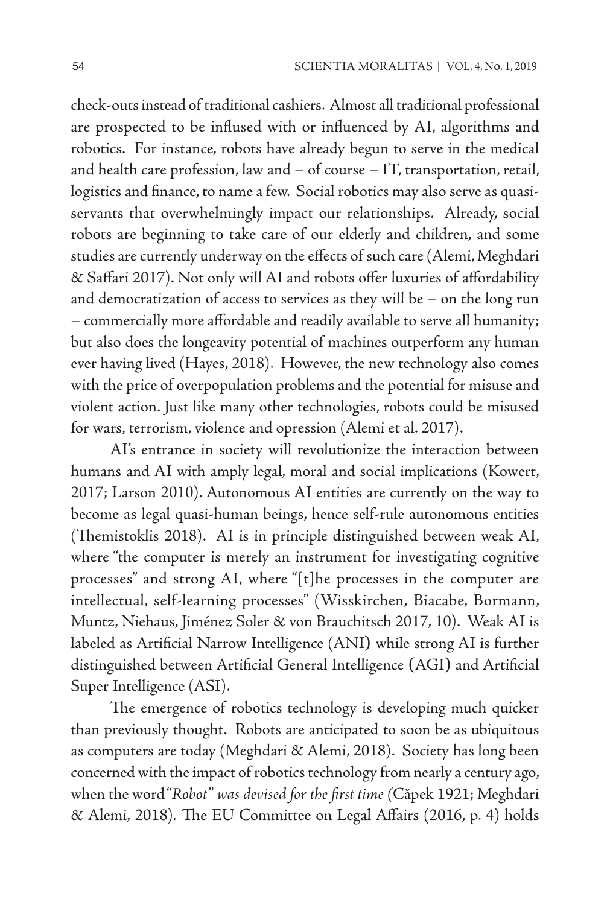check-outs instead of traditional cashiers. Almost all traditional professional are prospected to be inflused with or influenced by AI, algorithms and robotics. For instance, robots have already begun to serve in the medical and health care profession, law and – of course – IT, transportation, retail, logistics and finance, to name a few. Social robotics may also serve as quasi-servants that overwhelmingly impact our relationships. Already, social robots are beginning to take care of our elderly and children, and some studies are currently underway on the effects of such care (Alemi, Meghdari & Saffari 2017). Not only will AI and robots offer luxuries of affordability and democratization of access to services as they will be – on the long run – commercially more affordable and readily available to serve all humanity; but also does the longeavity potential of machines outperform any human ever having lived (Hayes, 2018). However, the new technology also comes with the price of overpopulation problems and the potential for misuse and violent action. Just like many other technologies, robots could be misused for wars, terrorism, violence and opression (Alemi et al. 2017).

AI's entrance in society will revolutionize the interaction between humans and AI with amply legal, moral and social implications (Kowert, 2017; Larson 2010). Autonomous AI entities are currently on the way to become as legal quasi-human beings, hence self-rule autonomous entities (Themistoklis 2018). AI is in principle distinguished between weak AI, where "the computer is merely an instrument for investigating cognitive processes" and strong AI, where "[t]he processes in the computer are intellectual, self-learning processes" (Wisskirchen, Biacabe, Bormann, Muntz, Niehaus, Jiménez Soler & von Brauchitsch 2017, 10). Weak AI is labeled as Artificial Narrow Intelligence (ANI) while strong AI is further distinguished between Artificial General Intelligence (AGI) and Artificial Super Intelligence (ASI).

The emergence of robotics technology is developing much quicker than previously thought. Robots are anticipated to soon be as ubiquitous as computers are today (Meghdari & Alemi, 2018). Society has long been concerned with the impact of robotics technology from nearly a century ago, when the word "*Robot" was devised for the first time* (Căpek 1921; Meghdari & Alemi, 2018). The EU Committee on Legal Affairs (2016, p. 4) holds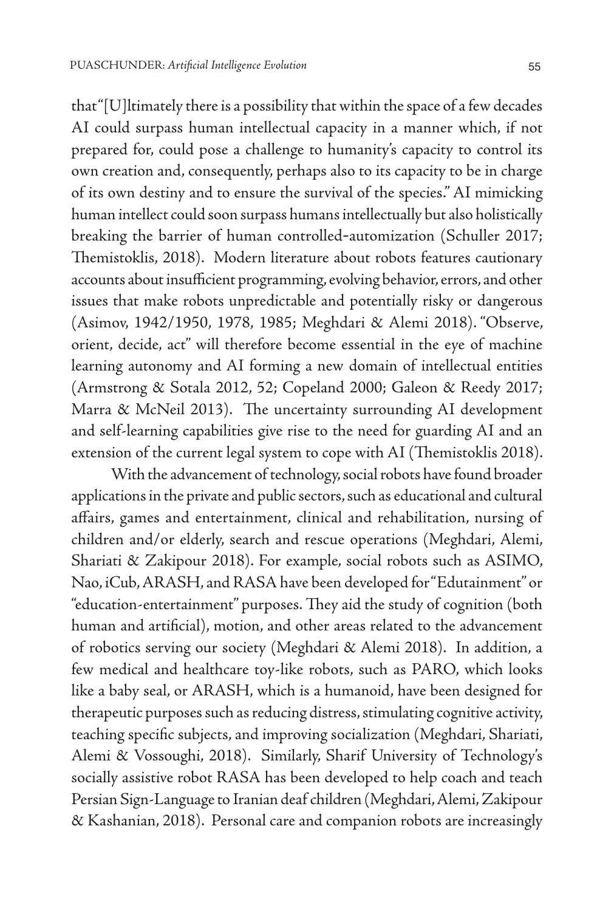that "[U]ltimately there is a possibility that within the space of a few decades AI could surpass human intellectual capacity in a manner which, if not prepared for, could pose a challenge to humanity's capacity to control its own creation and, consequently, perhaps also to its capacity to be in charge of its own destiny and to ensure the survival of the species." AI mimicking human intellect could soon surpass humans intellectually but also holistically breaking the barrier of human controlled-automization (Schuller 2017; Themistoklis, 2018). Modern literature about robots features cautionary accounts about insufficient programming, evolving behavior, errors, and other issues that make robots unpredictable and potentially risky or dangerous (Asimov, 1942/1950, 1978, 1985; Meghdari & Alemi 2018). "Observe, orient, decide, act" will therefore become essential in the eye of machine learning autonomy and AI forming a new domain of intellectual entities (Armstrong & Sotala 2012, 52; Copeland 2000; Galeon & Reedy 2017; Marra & McNeil 2013). The uncertainty surrounding AI development and self-learning capabilities give rise to the need for guarding AI and an extension of the current legal system to cope with AI (Themistoklis 2018).

With the advancement of technology, social robots have found broader applications in the private and public sectors, such as educational and cultural affairs, games and entertainment, clinical and rehabilitation, nursing of children and/or elderly, search and rescue operations (Meghdari, Alemi, Shariati & Zakipour 2018). For example, social robots such as ASIMO, Nao, iCub, ARASH, and RASA have been developed for "Edutainment" or "education-entertainment" purposes. They aid the study of cognition (both human and artificial), motion, and other areas related to the advancement of robotics serving our society (Meghdari & Alemi 2018). In addition, a few medical and healthcare toy-like robots, such as PARO, which looks like a baby seal, or ARASH, which is a humanoid, have been designed for therapeutic purposes such as reducing distress, stimulating cognitive activity, teaching specific subjects, and improving socialization (Meghdari, Shariati, Alemi & Vossoughi, 2018). Similarly, Sharif University of Technology's socially assistive robot RASA has been developed to help coach and teach Persian Sign-Language to Iranian deaf children (Meghdari, Alemi, Zakipour & Kashanian, 2018). Personal care and companion robots are increasingly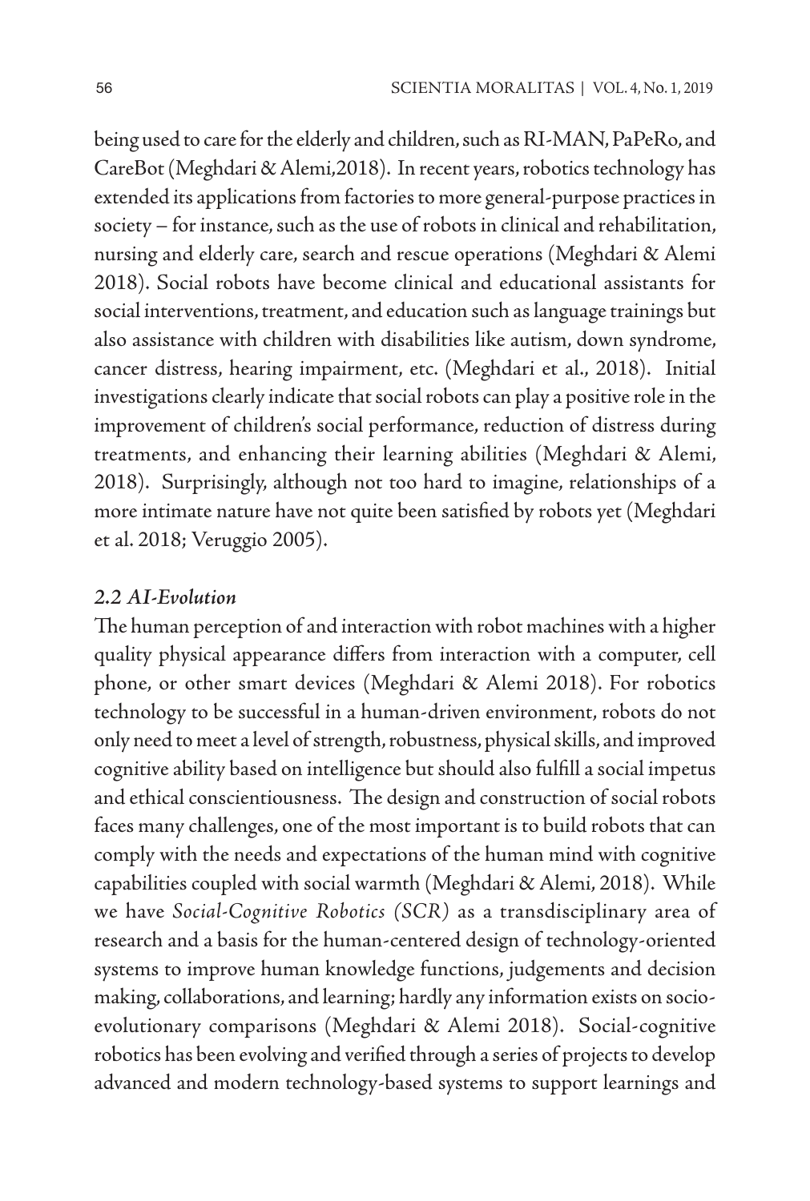being used to care for the elderly and children, such as RI-MAN, PaPeRo, and CareBot (Meghdari & Alemi,2018). In recent years, robotics technology has extended its applications from factories to more general-purpose practices in society – for instance, such as the use of robots in clinical and rehabilitation, nursing and elderly care, search and rescue operations (Meghdari & Alemi 2018). Social robots have become clinical and educational assistants for social interventions, treatment, and education such as language trainings but also assistance with children with disabilities like autism, down syndrome, cancer distress, hearing impairment, etc. (Meghdari et al., 2018). Initial investigations clearly indicate that social robots can play a positive role in the improvement of children's social performance, reduction of distress during treatments, and enhancing their learning abilities (Meghdari & Alemi, 2018). Surprisingly, although not too hard to imagine, relationships of a more intimate nature have not quite been satisfied by robots yet (Meghdari et al. 2018; Veruggio 2005).

### *2.2 AI-Evolution*

The human perception of and interaction with robot machines with a higher quality physical appearance differs from interaction with a computer, cell phone, or other smart devices (Meghdari & Alemi 2018). For robotics technology to be successful in a human-driven environment, robots do not only need to meet a level of strength, robustness, physical skills, and improved cognitive ability based on intelligence but should also fulfill a social impetus and ethical conscientiousness. The design and construction of social robots faces many challenges, one of the most important is to build robots that can comply with the needs and expectations of the human mind with cognitive capabilities coupled with social warmth (Meghdari & Alemi, 2018). While we have *Social-Cognitive Robotics (SCR)* as a transdisciplinary area of research and a basis for the human-centered design of technology-oriented systems to improve human knowledge functions, judgements and decision making, collaborations, and learning; hardly any information exists on socio-evolutionary comparisons (Meghdari & Alemi 2018). Social-cognitive robotics has been evolving and verified through a series of projects to develop advanced and modern technology-based systems to support learnings and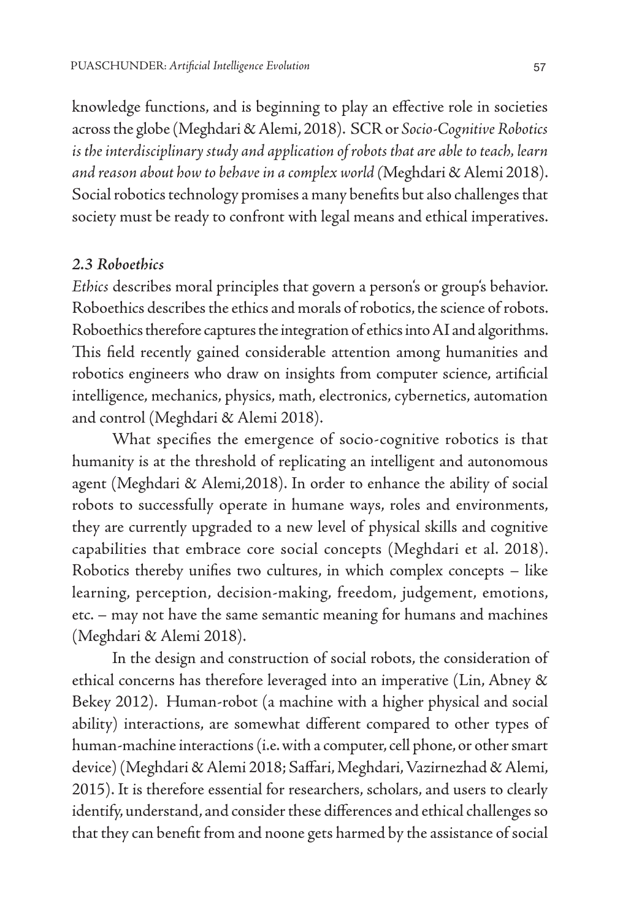knowledge functions, and is beginning to play an effective role in societies across the globe (Meghdari & Alemi, 2018). SCR or *Socio-Cognitive Robotics is the interdisciplinary study and application of robots that are able to teach, learn and reason about how to behave in a complex world (*Meghdari & Alemi 2018). Social robotics technology promises a many benefits but also challenges that society must be ready to confront with legal means and ethical imperatives.

### *2.3 Roboethics*

*Ethics* describes moral principles that govern a person's or group's behavior. Roboethics describes the ethics and morals of robotics, the science of robots. Roboethics therefore captures the integration of ethics into AI and algorithms. This field recently gained considerable attention among humanities and robotics engineers who draw on insights from computer science, artificial intelligence, mechanics, physics, math, electronics, cybernetics, automation and control (Meghdari & Alemi 2018).

What specifies the emergence of socio-cognitive robotics is that humanity is at the threshold of replicating an intelligent and autonomous agent (Meghdari & Alemi,2018). In order to enhance the ability of social robots to successfully operate in humane ways, roles and environments, they are currently upgraded to a new level of physical skills and cognitive capabilities that embrace core social concepts (Meghdari et al. 2018). Robotics thereby unifies two cultures, in which complex concepts – like learning, perception, decision-making, freedom, judgement, emotions, etc. – may not have the same semantic meaning for humans and machines (Meghdari & Alemi 2018).

In the design and construction of social robots, the consideration of ethical concerns has therefore leveraged into an imperative (Lin, Abney & Bekey 2012). Human-robot (a machine with a higher physical and social ability) interactions, are somewhat different compared to other types of human-machine interactions (i.e. with a computer, cell phone, or other smart device) (Meghdari & Alemi 2018; Saffari, Meghdari, Vazirnezhad & Alemi, 2015). It is therefore essential for researchers, scholars, and users to clearly identify, understand, and consider these differences and ethical challenges so that they can benefit from and noone gets harmed by the assistance of social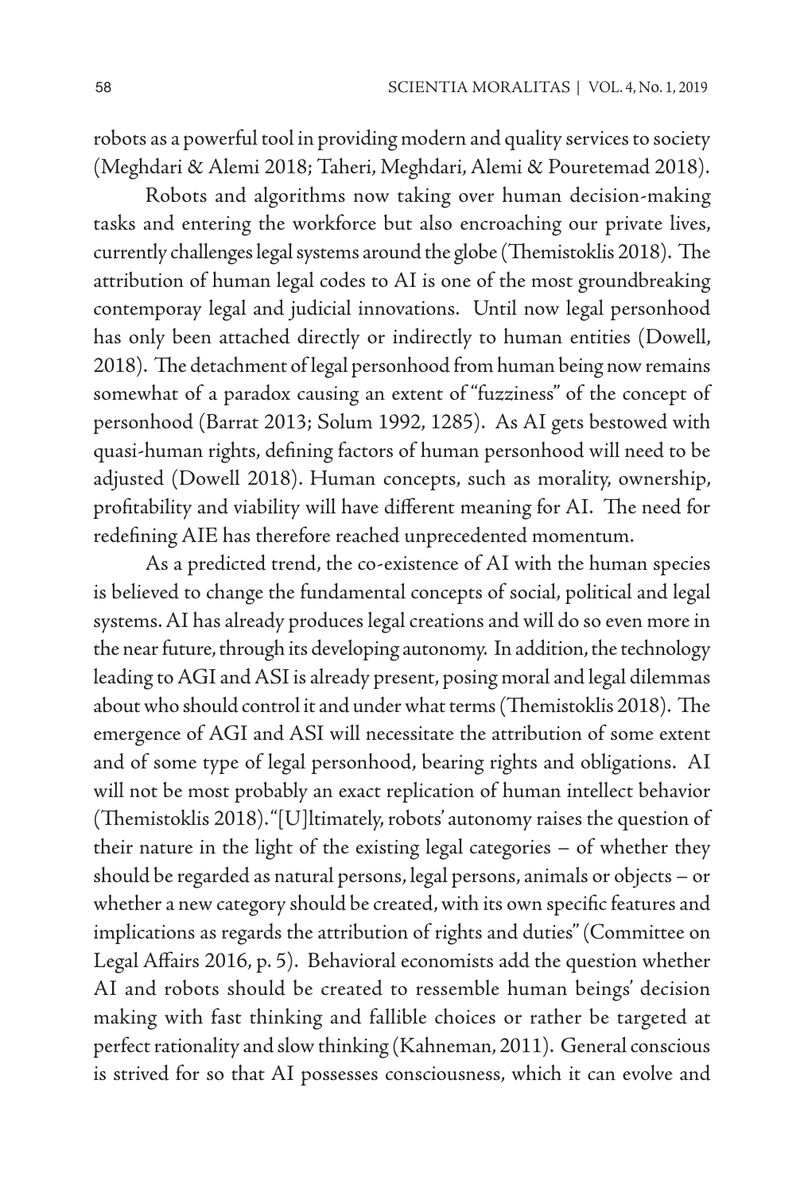robots as a powerful tool in providing modern and quality services to society (Meghdari & Alemi 2018; Taheri, Meghdari, Alemi & Pouretemad 2018).

Robots and algorithms now taking over human decision-making tasks and entering the workforce but also encroaching our private lives, currently challenges legal systems around the globe (Themistoklis 2018). The attribution of human legal codes to AI is one of the most groundbreaking contemporay legal and judicial innovations. Until now legal personhood has only been attached directly or indirectly to human entities (Dowell, 2018). The detachment of legal personhood from human being now remains somewhat of a paradox causing an extent of "fuzziness" of the concept of personhood (Barrat 2013; Solum 1992, 1285). As AI gets bestowed with quasi-human rights, defining factors of human personhood will need to be adjusted (Dowell 2018). Human concepts, such as morality, ownership, profitability and viability will have different meaning for AI. The need for redefining AIE has therefore reached unprecedented momentum.

As a predicted trend, the co-existence of AI with the human species is believed to change the fundamental concepts of social, political and legal systems. AI has already produces legal creations and will do so even more in the near future, through its developing autonomy. In addition, the technology leading to AGI and ASI is already present, posing moral and legal dilemmas about who should control it and under what terms (Themistoklis 2018). The emergence of AGI and ASI will necessitate the attribution of some extent and of some type of legal personhood, bearing rights and obligations. AI will not be most probably an exact replication of human intellect behavior (Themistoklis 2018). "[U]ltimately, robots' autonomy raises the question of their nature in the light of the existing legal categories – of whether they should be regarded as natural persons, legal persons, animals or objects – or whether a new category should be created, with its own specific features and implications as regards the attribution of rights and duties" (Committee on Legal Affairs 2016, p. 5). Behavioral economists add the question whether AI and robots should be created to ressemble human beings' decision making with fast thinking and fallible choices or rather be targeted at perfect rationality and slow thinking (Kahneman, 2011). General conscious is strived for so that AI possesses consciousness, which it can evolve and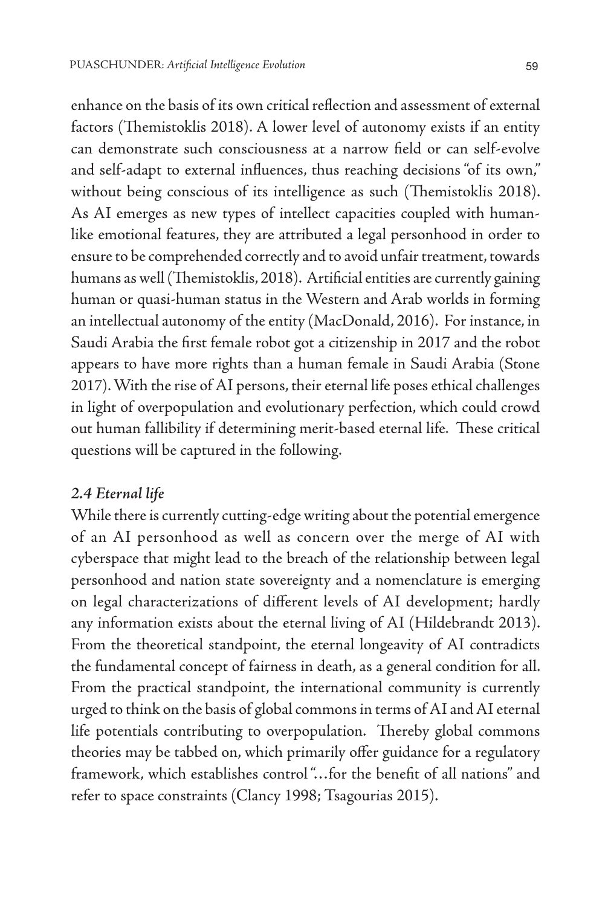enhance on the basis of its own critical reflection and assessment of external factors (Themistoklis 2018). A lower level of autonomy exists if an entity can demonstrate such consciousness at a narrow field or can self-evolve and self-adapt to external influences, thus reaching decisions "of its own," without being conscious of its intelligence as such (Themistoklis 2018). As AI emerges as new types of intellect capacities coupled with human-like emotional features, they are attributed a legal personhood in order to ensure to be comprehended correctly and to avoid unfair treatment, towards humans as well (Themistoklis, 2018). Artificial entities are currently gaining human or quasi-human status in the Western and Arab worlds in forming an intellectual autonomy of the entity (MacDonald, 2016). For instance, in Saudi Arabia the first female robot got a citizenship in 2017 and the robot appears to have more rights than a human female in Saudi Arabia (Stone 2017). With the rise of AI persons, their eternal life poses ethical challenges in light of overpopulation and evolutionary perfection, which could crowd out human fallibility if determining merit-based eternal life. These critical questions will be captured in the following.

### *2.4 Eternal life*

While there is currently cutting-edge writing about the potential emergence of an AI personhood as well as concern over the merge of AI with cyberspace that might lead to the breach of the relationship between legal personhood and nation state sovereignty and a nomenclature is emerging on legal characterizations of different levels of AI development; hardly any information exists about the eternal living of AI (Hildebrandt 2013). From the theoretical standpoint, the eternal longeavity of AI contradicts the fundamental concept of fairness in death, as a general condition for all. From the practical standpoint, the international community is currently urged to think on the basis of global commons in terms of AI and AI eternal life potentials contributing to overpopulation. Thereby global commons theories may be tabbed on, which primarily offer guidance for a regulatory framework, which establishes control "…for the benefit of all nations" and refer to space constraints (Clancy 1998; Tsagourias 2015).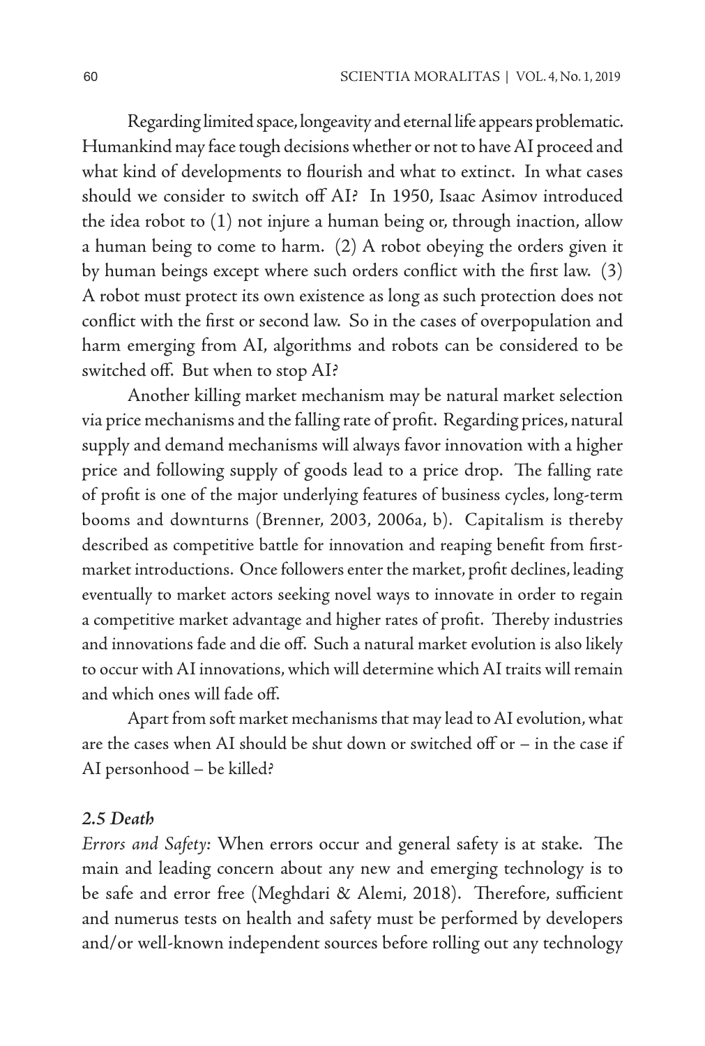Regarding limited space, longeavity and eternal life appears problematic. Humankind may face tough decisions whether or not to have AI proceed and what kind of developments to flourish and what to extinct. In what cases should we consider to switch off AI? In 1950, Isaac Asimov introduced the idea robot to (1) not injure a human being or, through inaction, allow a human being to come to harm. (2) A robot obeying the orders given it by human beings except where such orders conflict with the first law. (3) A robot must protect its own existence as long as such protection does not conflict with the first or second law. So in the cases of overpopulation and harm emerging from AI, algorithms and robots can be considered to be switched off. But when to stop AI?

Another killing market mechanism may be natural market selection via price mechanisms and the falling rate of profit. Regarding prices, natural supply and demand mechanisms will always favor innovation with a higher price and following supply of goods lead to a price drop. The falling rate of profit is one of the major underlying features of business cycles, long-term booms and downturns (Brenner, 2003, 2006a, b). Capitalism is thereby described as competitive battle for innovation and reaping benefit from first-market introductions. Once followers enter the market, profit declines, leading eventually to market actors seeking novel ways to innovate in order to regain a competitive market advantage and higher rates of profit. Thereby industries and innovations fade and die off. Such a natural market evolution is also likely to occur with AI innovations, which will determine which AI traits will remain and which ones will fade off.

Apart from soft market mechanisms that may lead to AI evolution, what are the cases when AI should be shut down or switched off or – in the case if AI personhood – be killed?

### *2.5 Death*

*Errors and Safety:* When errors occur and general safety is at stake. The main and leading concern about any new and emerging technology is to be safe and error free (Meghdari & Alemi, 2018). Therefore, sufficient and numerus tests on health and safety must be performed by developers and/or well-known independent sources before rolling out any technology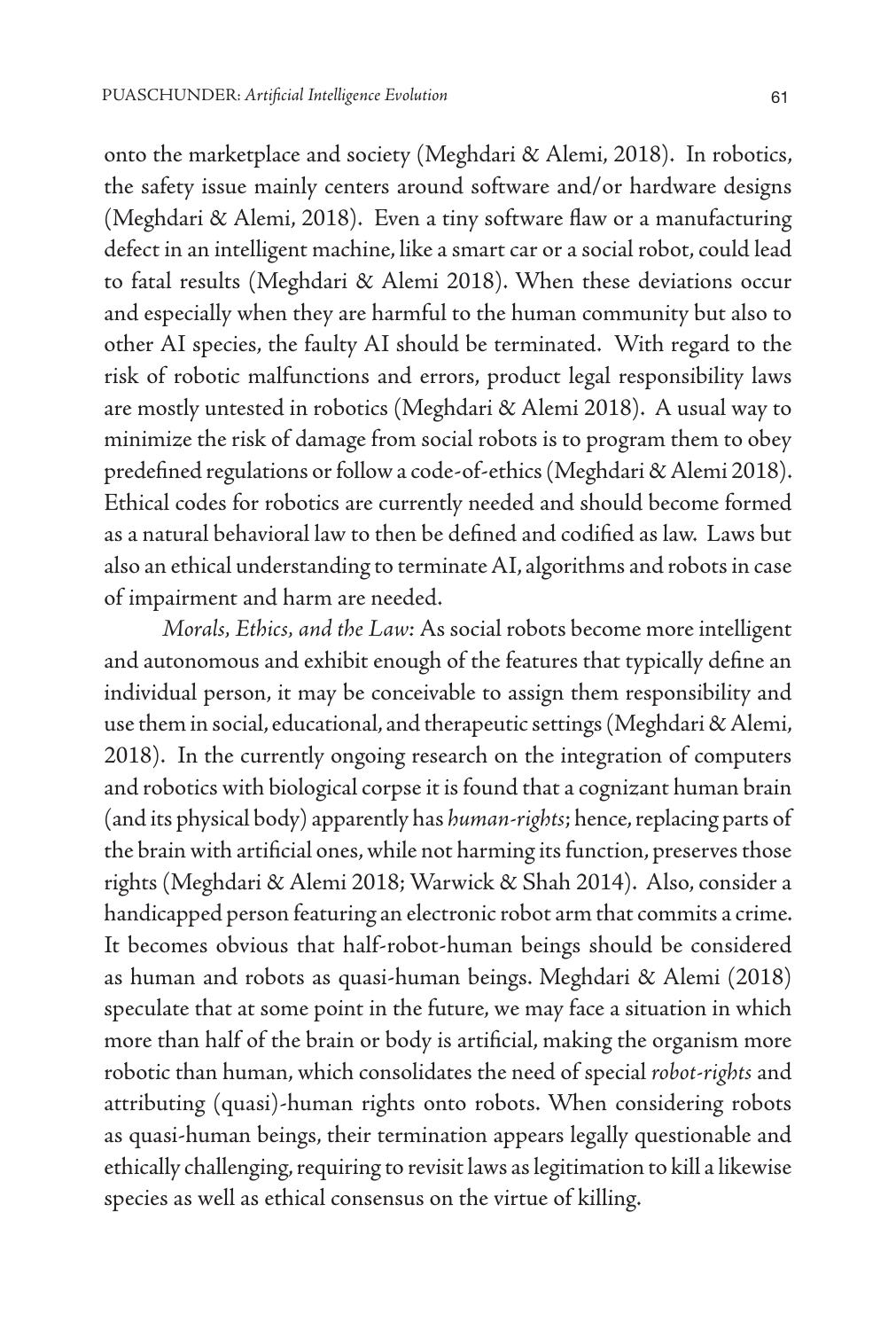onto the marketplace and society (Meghdari & Alemi, 2018). In robotics, the safety issue mainly centers around software and/or hardware designs (Meghdari & Alemi, 2018). Even a tiny software flaw or a manufacturing defect in an intelligent machine, like a smart car or a social robot, could lead to fatal results (Meghdari & Alemi 2018). When these deviations occur and especially when they are harmful to the human community but also to other AI species, the faulty AI should be terminated. With regard to the risk of robotic malfunctions and errors, product legal responsibility laws are mostly untested in robotics (Meghdari & Alemi 2018). A usual way to minimize the risk of damage from social robots is to program them to obey predefined regulations or follow a code-of-ethics (Meghdari & Alemi 2018). Ethical codes for robotics are currently needed and should become formed as a natural behavioral law to then be defined and codified as law. Laws but also an ethical understanding to terminate AI, algorithms and robots in case of impairment and harm are needed.

*Morals, Ethics, and the Law:* As social robots become more intelligent and autonomous and exhibit enough of the features that typically define an individual person, it may be conceivable to assign them responsibility and use them in social, educational, and therapeutic settings (Meghdari & Alemi, 2018). In the currently ongoing research on the integration of computers and robotics with biological corpse it is found that a cognizant human brain (and its physical body) apparently has *human-rights*; hence, replacing parts of the brain with artificial ones, while not harming its function, preserves those rights (Meghdari & Alemi 2018; Warwick & Shah 2014). Also, consider a handicapped person featuring an electronic robot arm that commits a crime. It becomes obvious that half-robot-human beings should be considered as human and robots as quasi-human beings. Meghdari & Alemi (2018) speculate that at some point in the future, we may face a situation in which more than half of the brain or body is artificial, making the organism more robotic than human, which consolidates the need of special *robot-rights* and attributing (quasi)-human rights onto robots. When considering robots as quasi-human beings, their termination appears legally questionable and ethically challenging, requiring to revisit laws as legitimation to kill a likewise species as well as ethical consensus on the virtue of killing.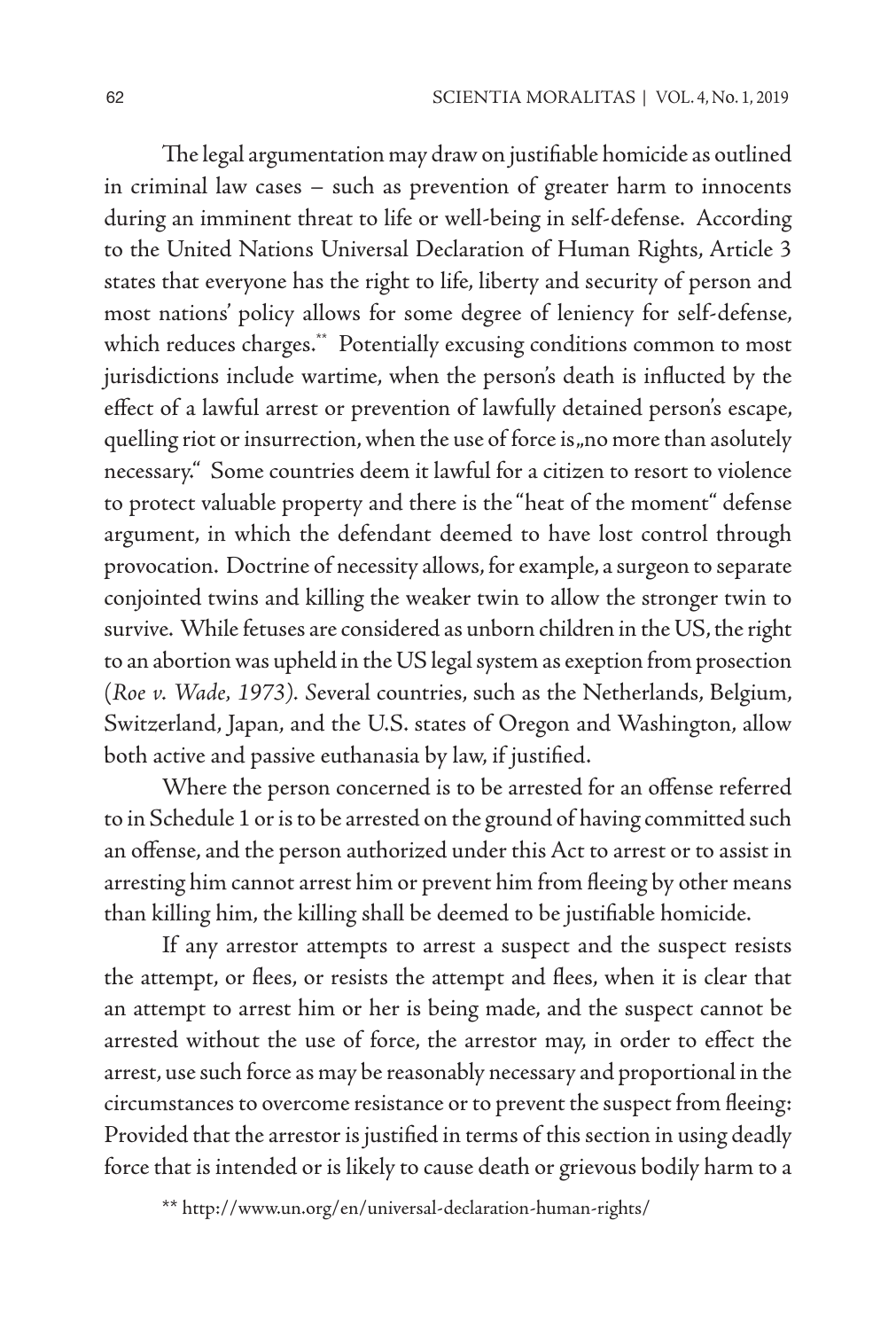The legal argumentation may draw on justifiable homicide as outlined in criminal law cases – such as prevention of greater harm to innocents during an imminent threat to life or well-being in self-defense. According to the United Nations Universal Declaration of Human Rights, Article 3 states that everyone has the right to life, liberty and security of person and most nations' policy allows for some degree of leniency for self-defense, which reduces charges.** Potentially excusing conditions common to most jurisdictions include wartime, when the person's death is inflicted by the effect of a lawful arrest or prevention of lawfully detained person's escape, quelling riot or insurrection, when the use of force is „no more than asolutely necessary." Some countries deem it lawful for a citizen to resort to violence to protect valuable property and there is the "heat of the moment" defense argument, in which the defendant deemed to have lost control through provocation. Doctrine of necessity allows, for example, a surgeon to separate conjointed twins and killing the weaker twin to allow the stronger twin to survive. While fetuses are considered as unborn children in the US, the right to an abortion was upheld in the US legal system as exeption from prosection (*Roe v. Wade, 1973*). Several countries, such as the Netherlands, Belgium, Switzerland, Japan, and the U.S. states of Oregon and Washington, allow both active and passive euthanasia by law, if justified.

Where the person concerned is to be arrested for an offense referred to in Schedule 1 or is to be arrested on the ground of having committed such an offense, and the person authorized under this Act to arrest or to assist in arresting him cannot arrest him or prevent him from fleeing by other means than killing him, the killing shall be deemed to be justifiable homicide.

If any arrestor attempts to arrest a suspect and the suspect resists the attempt, or flees, or resists the attempt and flees, when it is clear that an attempt to arrest him or her is being made, and the suspect cannot be arrested without the use of force, the arrestor may, in order to effect the arrest, use such force as may be reasonably necessary and proportional in the circumstances to overcome resistance or to prevent the suspect from fleeing: Provided that the arrestor is justified in terms of this section in using deadly force that is intended or is likely to cause death or grievous bodily harm to a

** http://www.un.org/en/universal-declaration-human-rights/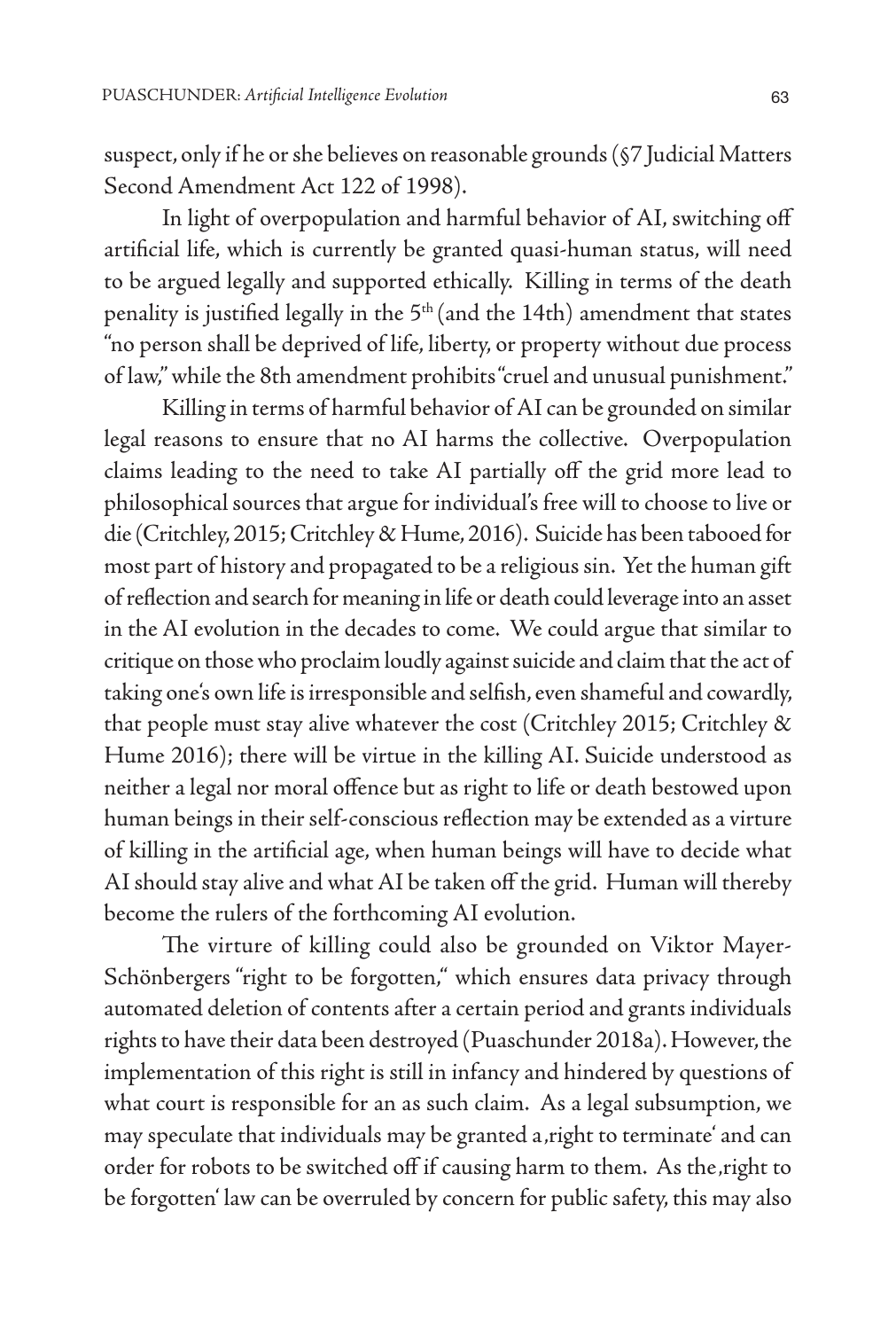suspect, only if he or she believes on reasonable grounds (§7 Judicial Matters Second Amendment Act 122 of 1998).

In light of overpopulation and harmful behavior of AI, switching off artificial life, which is currently be granted quasi-human status, will need to be argued legally and supported ethically. Killing in terms of the death penality is justified legally in the 5th (and the 14th) amendment that states "no person shall be deprived of life, liberty, or property without due process of law," while the 8th amendment prohibits "cruel and unusual punishment."

Killing in terms of harmful behavior of AI can be grounded on similar legal reasons to ensure that no AI harms the collective. Overpopulation claims leading to the need to take AI partially off the grid more lead to philosophical sources that argue for individual's free will to choose to live or die (Critchley, 2015; Critchley & Hume, 2016). Suicide has been tabooed for most part of history and propagated to be a religious sin. Yet the human gift of reflection and search for meaning in life or death could leverage into an asset in the AI evolution in the decades to come. We could argue that similar to critique on those who proclaim loudly against suicide and claim that the act of taking one's own life is irresponsible and selfish, even shameful and cowardly, that people must stay alive whatever the cost (Critchley 2015; Critchley & Hume 2016); there will be virtue in the killing AI. Suicide understood as neither a legal nor moral offence but as right to life or death bestowed upon human beings in their self-conscious reflection may be extended as a virture of killing in the artificial age, when human beings will have to decide what AI should stay alive and what AI be taken off the grid. Human will thereby become the rulers of the forthcoming AI evolution.

The virture of killing could also be grounded on Viktor Mayer-Schönbergers "right to be forgotten," which ensures data privacy through automated deletion of contents after a certain period and grants individuals rights to have their data been destroyed (Puaschunder 2018a). However, the implementation of this right is still in infancy and hindered by questions of what court is responsible for an as such claim. As a legal subsumption, we may speculate that individuals may be granted a ‚right to terminate' and can order for robots to be switched off if causing harm to them. As the ‚right to be forgotten' law can be overruled by concern for public safety, this may also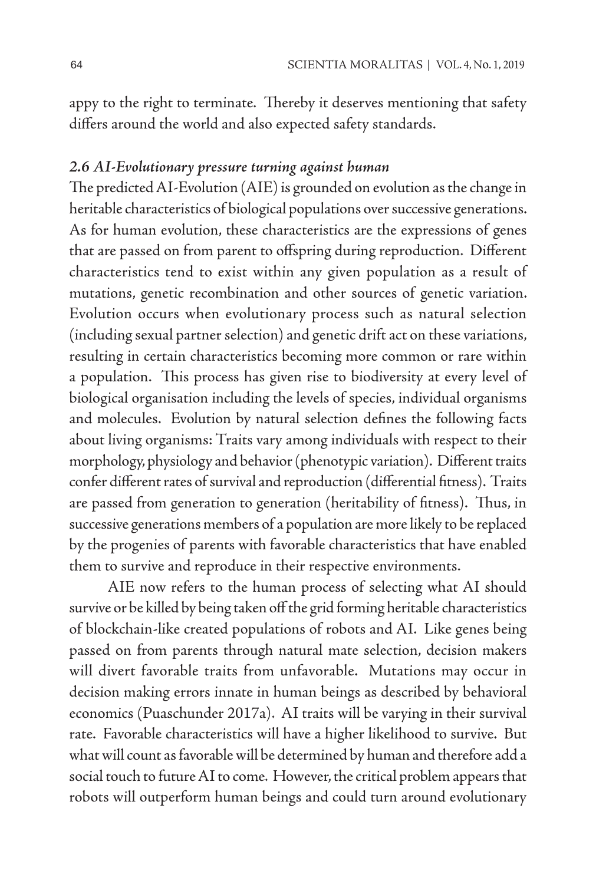appy to the right to terminate. Thereby it deserves mentioning that safety differs around the world and also expected safety standards.

### *2.6 AI-Evolutionary pressure turning against human*

The predicted AI-Evolution (AIE) is grounded on evolution as the change in heritable characteristics of biological populations over successive generations. As for human evolution, these characteristics are the expressions of genes that are passed on from parent to offspring during reproduction. Different characteristics tend to exist within any given population as a result of mutations, genetic recombination and other sources of genetic variation. Evolution occurs when evolutionary process such as natural selection (including sexual partner selection) and genetic drift act on these variations, resulting in certain characteristics becoming more common or rare within a population. This process has given rise to biodiversity at every level of biological organisation including the levels of species, individual organisms and molecules. Evolution by natural selection defines the following facts about living organisms: Traits vary among individuals with respect to their morphology, physiology and behavior (phenotypic variation). Different traits confer different rates of survival and reproduction (differential fitness). Traits are passed from generation to generation (heritability of fitness). Thus, in successive generations members of a population are more likely to be replaced by the progenies of parents with favorable characteristics that have enabled them to survive and reproduce in their respective environments.

AIE now refers to the human process of selecting what AI should survive or be killed by being taken off the grid forming heritable characteristics of blockchain-like created populations of robots and AI. Like genes being passed on from parents through natural mate selection, decision makers will divert favorable traits from unfavorable. Mutations may occur in decision making errors innate in human beings as described by behavioral economics (Puaschunder 2017a). AI traits will be varying in their survival rate. Favorable characteristics will have a higher likelihood to survive. But what will count as favorable will be determined by human and therefore add a social touch to future AI to come. However, the critical problem appears that robots will outperform human beings and could turn around evolutionary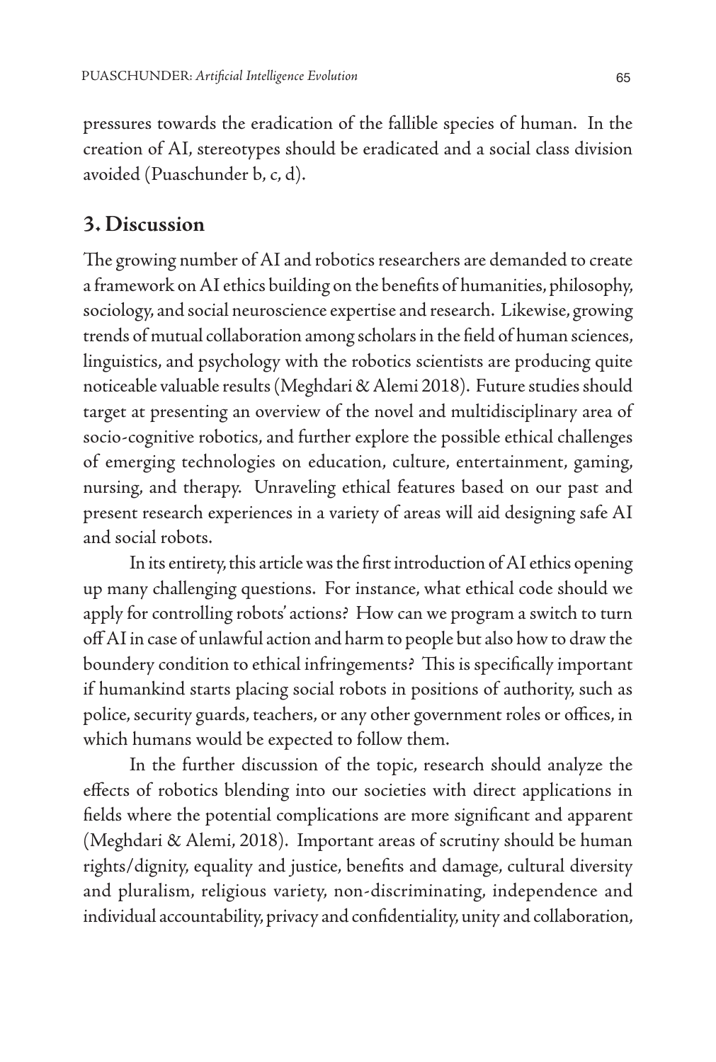pressures towards the eradication of the fallible species of human. In the creation of AI, stereotypes should be eradicated and a social class division avoided (Puaschunder b, c, d).

## 3. Discussion

The growing number of AI and robotics researchers are demanded to create a framework on AI ethics building on the benefits of humanities, philosophy, sociology, and social neuroscience expertise and research. Likewise, growing trends of mutual collaboration among scholars in the field of human sciences, linguistics, and psychology with the robotics scientists are producing quite noticeable valuable results (Meghdari & Alemi 2018). Future studies should target at presenting an overview of the novel and multidisciplinary area of socio-cognitive robotics, and further explore the possible ethical challenges of emerging technologies on education, culture, entertainment, gaming, nursing, and therapy. Unraveling ethical features based on our past and present research experiences in a variety of areas will aid designing safe AI and social robots.

In its entirety, this article was the first introduction of AI ethics opening up many challenging questions. For instance, what ethical code should we apply for controlling robots' actions? How can we program a switch to turn off AI in case of unlawful action and harm to people but also how to draw the boundery condition to ethical infringements? This is specifically important if humankind starts placing social robots in positions of authority, such as police, security guards, teachers, or any other government roles or offices, in which humans would be expected to follow them.

In the further discussion of the topic, research should analyze the effects of robotics blending into our societies with direct applications in fields where the potential complications are more significant and apparent (Meghdari & Alemi, 2018). Important areas of scrutiny should be human rights/dignity, equality and justice, benefits and damage, cultural diversity and pluralism, religious variety, non-discriminating, independence and individual accountability, privacy and confidentiality, unity and collaboration,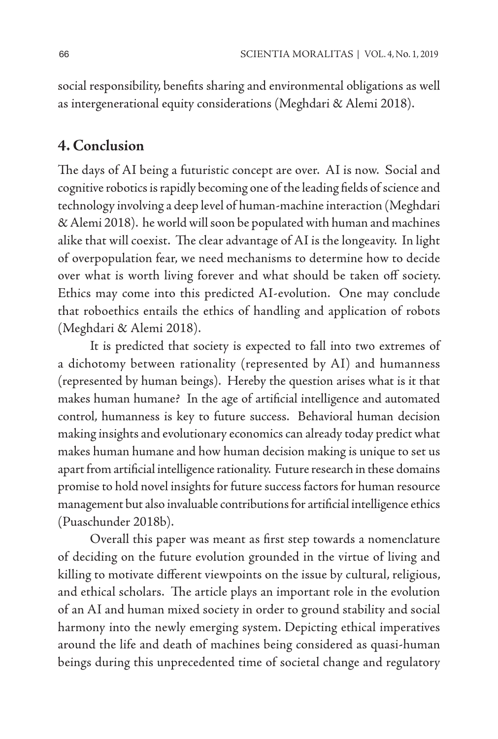social responsibility, benefits sharing and environmental obligations as well as intergenerational equity considerations (Meghdari & Alemi 2018).

## 4. Conclusion

The days of AI being a futuristic concept are over. AI is now. Social and cognitive robotics is rapidly becoming one of the leading fields of science and technology involving a deep level of human-machine interaction (Meghdari & Alemi 2018). he world will soon be populated with human and machines alike that will coexist. The clear advantage of AI is the longeavity. In light of overpopulation fear, we need mechanisms to determine how to decide over what is worth living forever and what should be taken off society. Ethics may come into this predicted AI-evolution. One may conclude that roboethics entails the ethics of handling and application of robots (Meghdari & Alemi 2018).

It is predicted that society is expected to fall into two extremes of a dichotomy between rationality (represented by AI) and humanness (represented by human beings). Hereby the question arises what is it that makes human humane? In the age of artificial intelligence and automated control, humanness is key to future success. Behavioral human decision making insights and evolutionary economics can already today predict what makes human humane and how human decision making is unique to set us apart from artificial intelligence rationality. Future research in these domains promise to hold novel insights for future success factors for human resource management but also invaluable contributions for artificial intelligence ethics (Puaschunder 2018b).

Overall this paper was meant as first step towards a nomenclature of deciding on the future evolution grounded in the virtue of living and killing to motivate different viewpoints on the issue by cultural, religious, and ethical scholars. The article plays an important role in the evolution of an AI and human mixed society in order to ground stability and social harmony into the newly emerging system. Depicting ethical imperatives around the life and death of machines being considered as quasi-human beings during this unprecedented time of societal change and regulatory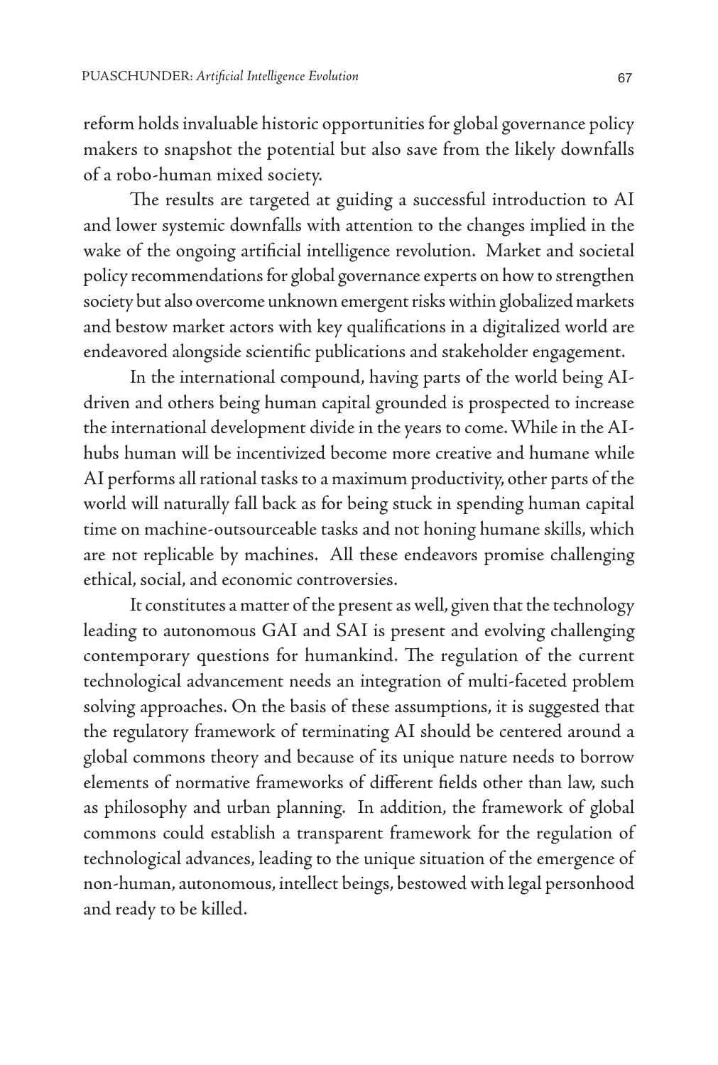reform holds invaluable historic opportunities for global governance policy makers to snapshot the potential but also save from the likely downfalls of a robo-human mixed society.

The results are targeted at guiding a successful introduction to AI and lower systemic downfalls with attention to the changes implied in the wake of the ongoing artificial intelligence revolution. Market and societal policy recommendations for global governance experts on how to strengthen society but also overcome unknown emergent risks within globalized markets and bestow market actors with key qualifications in a digitalized world are endeavored alongside scientific publications and stakeholder engagement.

In the international compound, having parts of the world being AI-driven and others being human capital grounded is prospected to increase the international development divide in the years to come. While in the AI-hubs human will be incentivized become more creative and humane while AI performs all rational tasks to a maximum productivity, other parts of the world will naturally fall back as for being stuck in spending human capital time on machine-outsourceable tasks and not honing humane skills, which are not replicable by machines. All these endeavors promise challenging ethical, social, and economic controversies.

It constitutes a matter of the present as well, given that the technology leading to autonomous GAI and SAI is present and evolving challenging contemporary questions for humankind. The regulation of the current technological advancement needs an integration of multi-faceted problem solving approaches. On the basis of these assumptions, it is suggested that the regulatory framework of terminating AI should be centered around a global commons theory and because of its unique nature needs to borrow elements of normative frameworks of different fields other than law, such as philosophy and urban planning. In addition, the framework of global commons could establish a transparent framework for the regulation of technological advances, leading to the unique situation of the emergence of non-human, autonomous, intellect beings, bestowed with legal personhood and ready to be killed.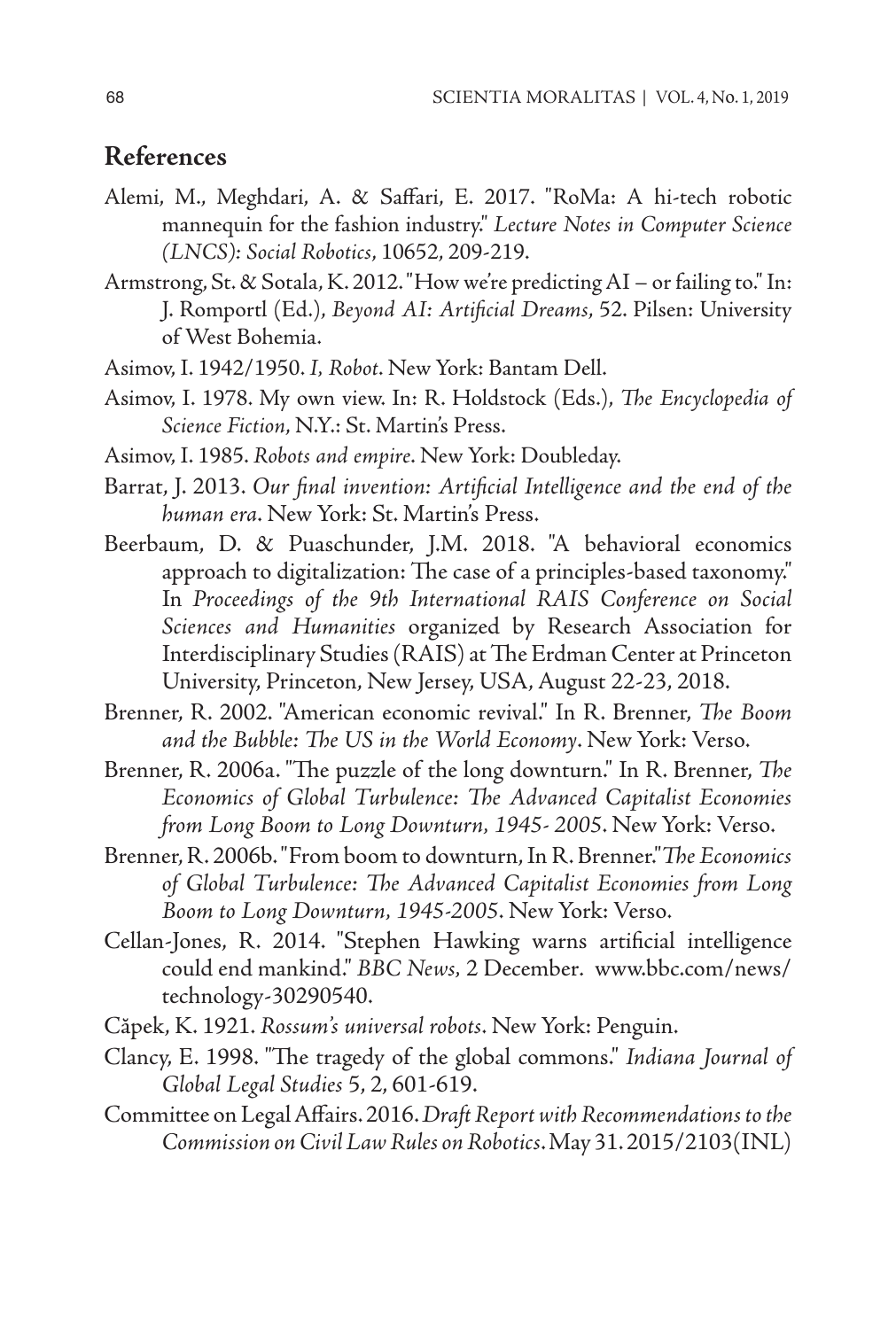## References

Alemi, M., Meghdari, A. & Saffari, E. 2017. "RoMa: A hi-tech robotic mannequin for the fashion industry." *Lecture Notes in Computer Science (LNCS): Social Robotics*, 10652, 209-219.

Armstrong, St. & Sotala, K. 2012. "How we're predicting AI – or failing to." In: J. Romportl (Ed.), *Beyond AI: Artificial Dreams*, 52. Pilsen: University of West Bohemia.

Asimov, I. 1942/1950. *I, Robot*. New York: Bantam Dell.

Asimov, I. 1978. My own view. In: R. Holdstock (Eds.), *The Encyclopedia of Science Fiction*, N.Y.: St. Martin's Press.

Asimov, I. 1985. *Robots and empire*. New York: Doubleday.

Barrat, J. 2013. *Our final invention: Artificial Intelligence and the end of the human era*. New York: St. Martin's Press.

Beerbaum, D. & Puaschunder, J.M. 2018. "A behavioral economics approach to digitalization: The case of a principles-based taxonomy." In *Proceedings of the 9th International RAIS Conference on Social Sciences and Humanities* organized by Research Association for Interdisciplinary Studies (RAIS) at The Erdman Center at Princeton University, Princeton, New Jersey, USA, August 22-23, 2018.

Brenner, R. 2002. "American economic revival." In R. Brenner, *The Boom and the Bubble: The US in the World Economy*. New York: Verso.

Brenner, R. 2006a. "The puzzle of the long downturn." In R. Brenner, *The Economics of Global Turbulence: The Advanced Capitalist Economies from Long Boom to Long Downturn, 1945- 2005*. New York: Verso.

Brenner, R. 2006b. "From boom to downturn, In R. Brenner."*The Economics of Global Turbulence: The Advanced Capitalist Economies from Long Boom to Long Downturn, 1945-2005*. New York: Verso.

Cellan-Jones, R. 2014. "Stephen Hawking warns artificial intelligence could end mankind." *BBC News*, 2 December. www.bbc.com/news/technology-30290540.

Căpek, K. 1921. *Rossum's universal robots*. New York: Penguin.

Clancy, E. 1998. "The tragedy of the global commons." *Indiana Journal of Global Legal Studies* 5, 2, 601-619.

Committee on Legal Affairs. 2016. *Draft Report with Recommendations to the Commission on Civil Law Rules on Robotics*. May 31. 2015/2103(INL)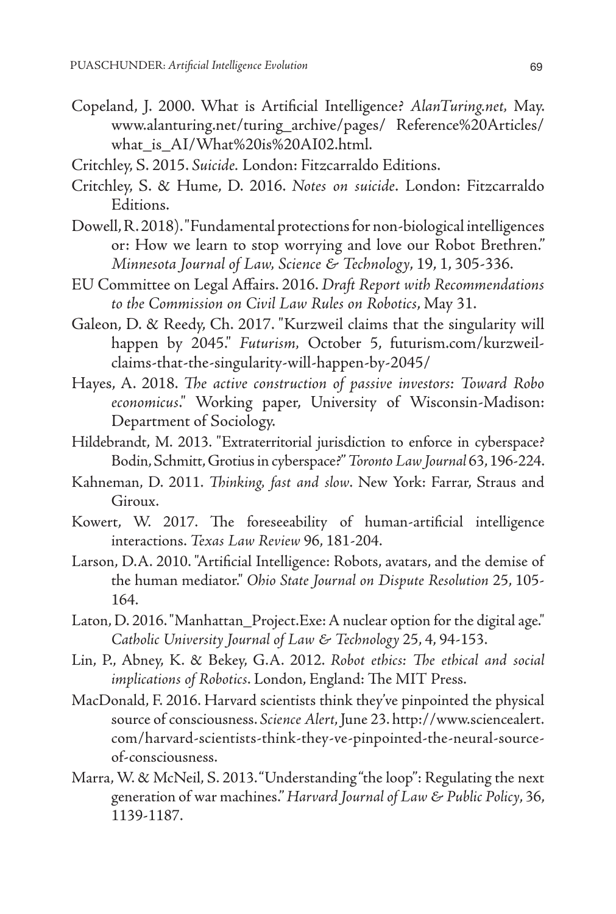Copeland, J. 2000. What is Artificial Intelligence? *AlanTuring.net*, May. www.alanturing.net/turing_archive/pages/ Reference%20Articles/what_is_AI/What%20is%20AI02.html.

Critchley, S. 2015. *Suicide*. London: Fitzcarraldo Editions.

Critchley, S. & Hume, D. 2016. *Notes on suicide*. London: Fitzcarraldo Editions.

Dowell, R. 2018). "Fundamental protections for non-biological intelligences or: How we learn to stop worrying and love our Robot Brethren." *Minnesota Journal of Law, Science & Technology*, 19, 1, 305-336.

EU Committee on Legal Affairs. 2016. *Draft Report with Recommendations to the Commission on Civil Law Rules on Robotics*, May 31.

Galeon, D. & Reedy, Ch. 2017. "Kurzweil claims that the singularity will happen by 2045." *Futurism*, October 5, futurism.com/kurzweil-claims-that-the-singularity-will-happen-by-2045/

Hayes, A. 2018. *The active construction of passive investors: Toward Robo economicus*." Working paper, University of Wisconsin-Madison: Department of Sociology.

Hildebrandt, M. 2013. "Extraterritorial jurisdiction to enforce in cyberspace? Bodin, Schmitt, Grotius in cyberspace?" *Toronto Law Journal* 63, 196-224.

Kahneman, D. 2011. *Thinking, fast and slow*. New York: Farrar, Straus and Giroux.

Kowert, W. 2017. The foreseeability of human-artificial intelligence interactions. *Texas Law Review* 96, 181-204.

Larson, D.A. 2010. "Artificial Intelligence: Robots, avatars, and the demise of the human mediator." *Ohio State Journal on Dispute Resolution* 25, 105-164.

Laton, D. 2016. "Manhattan_Project.Exe: A nuclear option for the digital age." *Catholic University Journal of Law & Technology* 25, 4, 94-153.

Lin, P., Abney, K. & Bekey, G.A. 2012. *Robot ethics: The ethical and social implications of Robotics*. London, England: The MIT Press.

MacDonald, F. 2016. Harvard scientists think they've pinpointed the physical source of consciousness. *Science Alert*, June 23. http://www.sciencealert.com/harvard-scientists-think-they-ve-pinpointed-the-neural-source-of-consciousness.

Marra, W. & McNeil, S. 2013. "Understanding "the loop": Regulating the next generation of war machines." *Harvard Journal of Law & Public Policy*, 36, 1139-1187.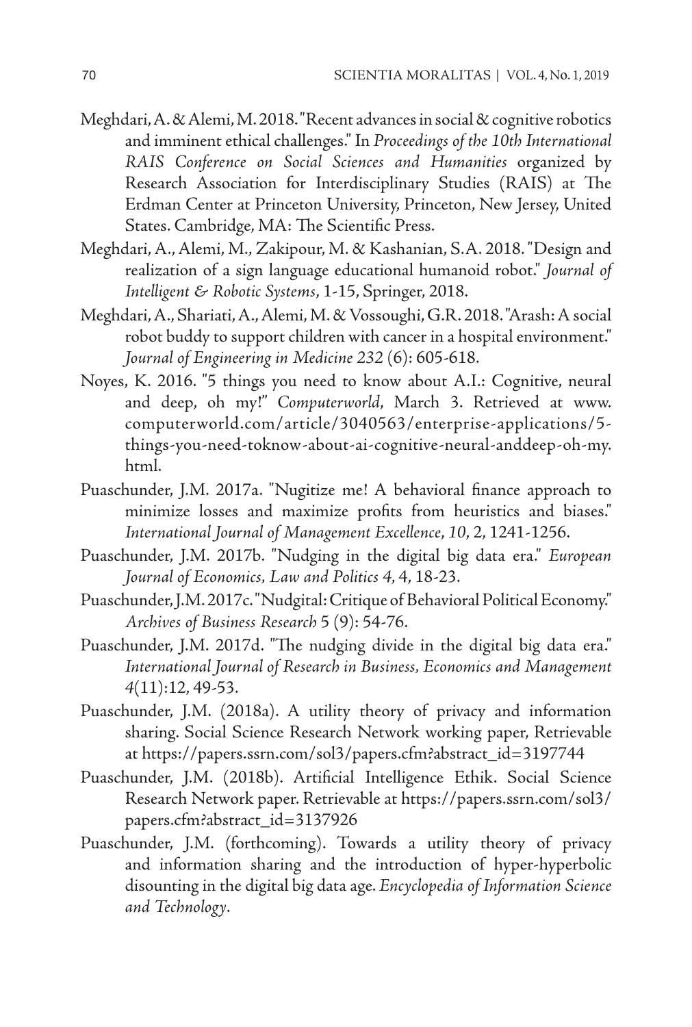Meghdari, A. & Alemi, M. 2018. "Recent advances in social & cognitive robotics and imminent ethical challenges." In *Proceedings of the 10th International RAIS Conference on Social Sciences and Humanities* organized by Research Association for Interdisciplinary Studies (RAIS) at The Erdman Center at Princeton University, Princeton, New Jersey, United States. Cambridge, MA: The Scientific Press.

Meghdari, A., Alemi, M., Zakipour, M. & Kashanian, S.A. 2018. "Design and realization of a sign language educational humanoid robot." *Journal of Intelligent & Robotic Systems*, 1-15, Springer, 2018.

Meghdari, A., Shariati, A., Alemi, M. & Vossoughi, G.R. 2018. "Arash: A social robot buddy to support children with cancer in a hospital environment." *Journal of Engineering in Medicine 232* (6): 605-618.

Noyes, K. 2016. "5 things you need to know about A.I.: Cognitive, neural and deep, oh my!" *Computerworld*, March 3. Retrieved at www.computerworld.com/article/3040563/enterprise-applications/5-things-you-need-toknow-about-ai-cognitive-neural-anddeep-oh-my.html.

Puaschunder, J.M. 2017a. "Nugitize me! A behavioral finance approach to minimize losses and maximize profits from heuristics and biases." *International Journal of Management Excellence*, *10*, 2, 1241-1256.

Puaschunder, J.M. 2017b. "Nudging in the digital big data era." *European Journal of Economics, Law and Politics 4*, 4, 18-23.

Puaschunder, J.M. 2017c. "Nudgital: Critique of Behavioral Political Economy." *Archives of Business Research* 5 (9): 54-76.

Puaschunder, J.M. 2017d. "The nudging divide in the digital big data era." *International Journal of Research in Business, Economics and Management 4*(11):12, 49-53.

Puaschunder, J.M. (2018a). A utility theory of privacy and information sharing. Social Science Research Network working paper, Retrievable at https://papers.ssrn.com/sol3/papers.cfm?abstract_id=3197744

Puaschunder, J.M. (2018b). Artificial Intelligence Ethik. Social Science Research Network paper. Retrievable at https://papers.ssrn.com/sol3/papers.cfm?abstract_id=3137926

Puaschunder, J.M. (forthcoming). Towards a utility theory of privacy and information sharing and the introduction of hyper-hyperbolic disounting in the digital big data age. *Encyclopedia of Information Science and Technology*.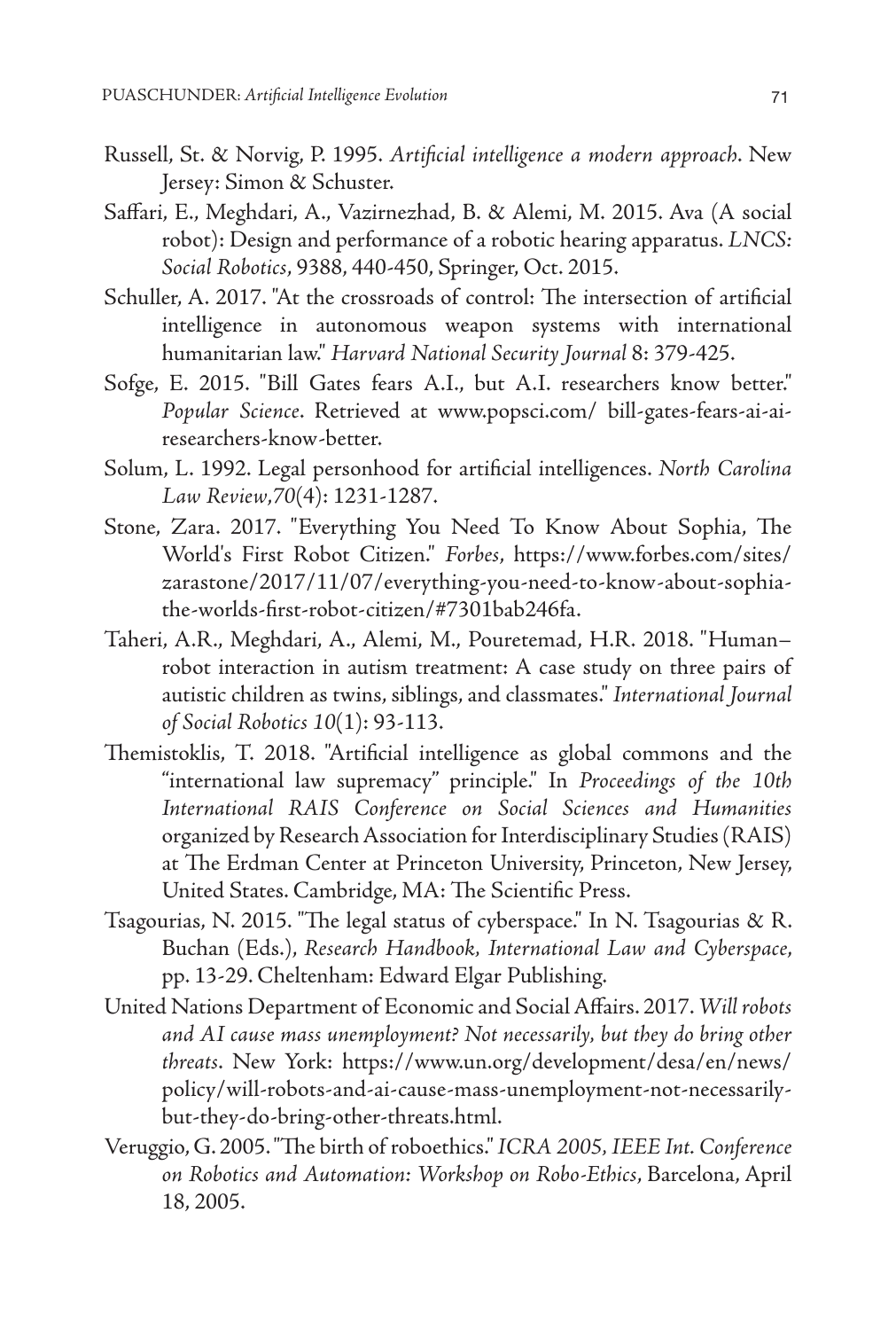Russell, St. & Norvig, P. 1995. *Artificial intelligence a modern approach*. New Jersey: Simon & Schuster.

Saffari, E., Meghdari, A., Vazirnezhad, B. & Alemi, M. 2015. Ava (A social robot): Design and performance of a robotic hearing apparatus. *LNCS: Social Robotics*, 9388, 440-450, Springer, Oct. 2015.

Schuller, A. 2017. "At the crossroads of control: The intersection of artificial intelligence in autonomous weapon systems with international humanitarian law." *Harvard National Security Journal* 8: 379-425.

Sofge, E. 2015. "Bill Gates fears A.I., but A.I. researchers know better." *Popular Science*. Retrieved at www.popsci.com/ bill-gates-fears-ai-ai-researchers-know-better.

Solum, L. 1992. Legal personhood for artificial intelligences. *North Carolina Law Review*,*70*(4): 1231-1287.

Stone, Zara. 2017. "Everything You Need To Know About Sophia, The World's First Robot Citizen." *Forbes*, https://www.forbes.com/sites/zarastone/2017/11/07/everything-you-need-to-know-about-sophia-the-worlds-first-robot-citizen/#7301bab246fa.

Taheri, A.R., Meghdari, A., Alemi, M., Pouretemad, H.R. 2018. "Human–robot interaction in autism treatment: A case study on three pairs of autistic children as twins, siblings, and classmates." *International Journal of Social Robotics 10*(1): 93-113.

Themistoklis, T. 2018. "Artificial intelligence as global commons and the "international law supremacy" principle." In *Proceedings of the 10th International RAIS Conference on Social Sciences and Humanities* organized by Research Association for Interdisciplinary Studies (RAIS) at The Erdman Center at Princeton University, Princeton, New Jersey, United States. Cambridge, MA: The Scientific Press.

Tsagourias, N. 2015. "The legal status of cyberspace." In N. Tsagourias & R. Buchan (Eds.), *Research Handbook, International Law and Cyberspace*, pp. 13-29. Cheltenham: Edward Elgar Publishing.

United Nations Department of Economic and Social Affairs. 2017. *Will robots and AI cause mass unemployment? Not necessarily, but they do bring other threats*. New York: https://www.un.org/development/desa/en/news/policy/will-robots-and-ai-cause-mass-unemployment-not-necessarily-but-they-do-bring-other-threats.html.

Veruggio, G. 2005. "The birth of roboethics." *ICRA 2005, IEEE Int. Conference on Robotics and Automation: Workshop on Robo-Ethics*, Barcelona, April 18, 2005.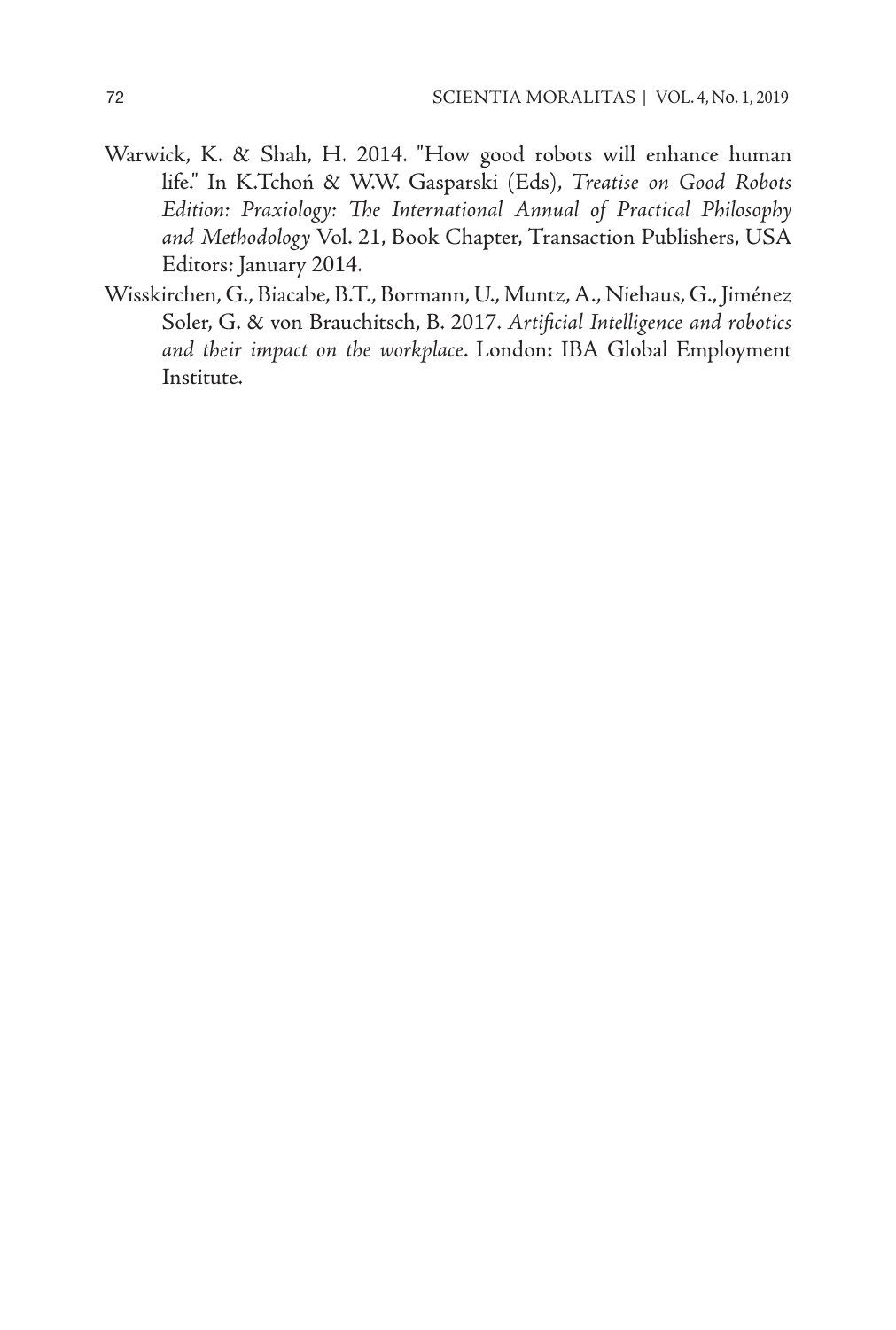Warwick, K. & Shah, H. 2014. "How good robots will enhance human life." In K.Tchoń & W.W. Gasparski (Eds), *Treatise on Good Robots Edition: Praxiology: The International Annual of Practical Philosophy and Methodology* Vol. 21, Book Chapter, Transaction Publishers, USA Editors: January 2014.

Wisskirchen, G., Biacabe, B.T., Bormann, U., Muntz, A., Niehaus, G., Jiménez Soler, G. & von Brauchitsch, B. 2017. *Artificial Intelligence and robotics and their impact on the workplace*. London: IBA Global Employment Institute.